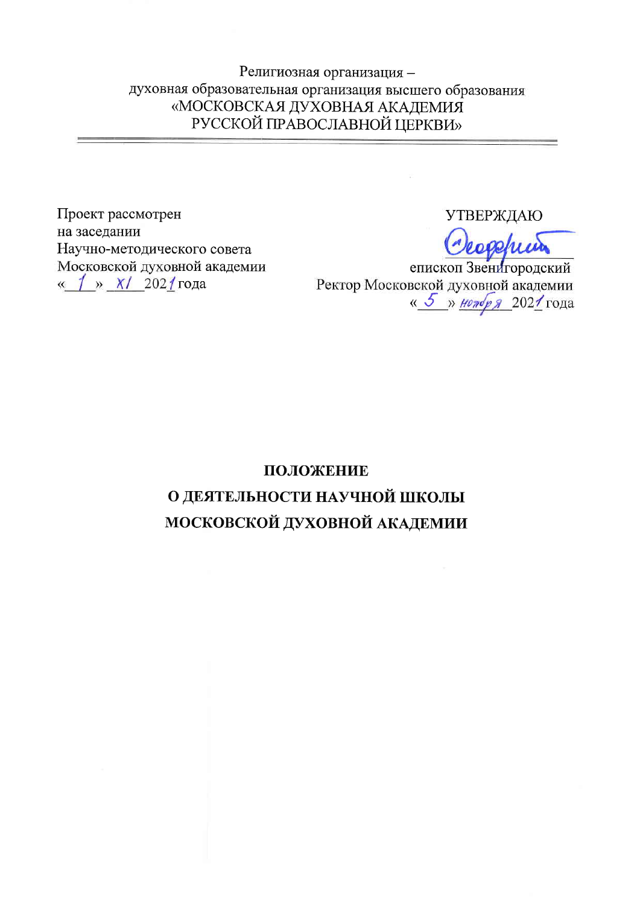Религиозная организация –
духовная образовательная организация высшего образования
«МОСКОВСКАЯ ДУХОВНАЯ АКАДЕМИЯ
РУССКОЙ ПРАВОСЛАВНОЙ ЦЕРКВИ»

Проект рассмотрен
на заседании
Научно-методического совета
Московской духовной академии
« 1 » XI 2021 года

УТВЕРЖДАЮ

епископ Звенигородский
Ректор Московской духовной академии
« 5 » ноября 2021 года

# ПОЛОЖЕНИЕ
# О ДЕЯТЕЛЬНОСТИ НАУЧНОЙ ШКОЛЫ
# МОСКОВСКОЙ ДУХОВНОЙ АКАДЕМИИ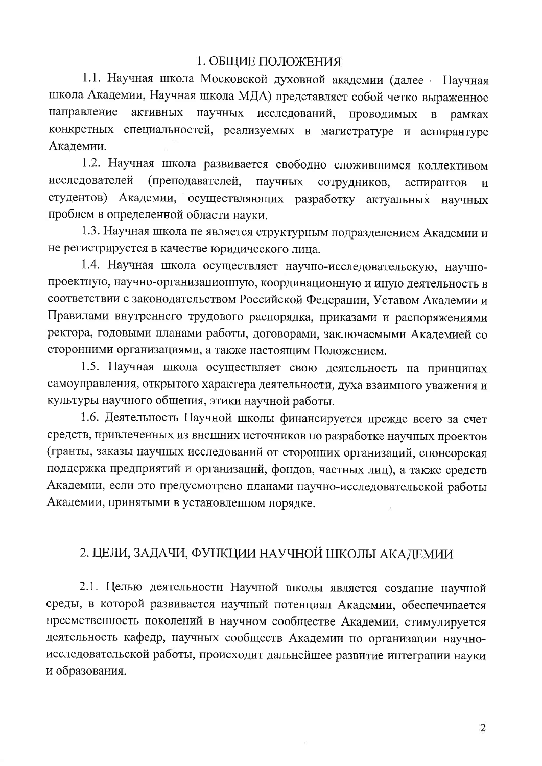## 1. ОБЩИЕ ПОЛОЖЕНИЯ

1.1. Научная школа Московской духовной академии (далее – Научная школа Академии, Научная школа МДА) представляет собой четко выраженное направление активных научных исследований, проводимых в рамках конкретных специальностей, реализуемых в магистратуре и аспирантуре Академии.

1.2. Научная школа развивается свободно сложившимся коллективом исследователей (преподавателей, научных сотрудников, аспирантов и студентов) Академии, осуществляющих разработку актуальных научных проблем в определенной области науки.

1.3. Научная школа не является структурным подразделением Академии и не регистрируется в качестве юридического лица.

1.4. Научная школа осуществляет научно-исследовательскую, научно-проектную, научно-организационную, координационную и иную деятельность в соответствии с законодательством Российской Федерации, Уставом Академии и Правилами внутреннего трудового распорядка, приказами и распоряжениями ректора, годовыми планами работы, договорами, заключаемыми Академией со сторонними организациями, а также настоящим Положением.

1.5. Научная школа осуществляет свою деятельность на принципах самоуправления, открытого характера деятельности, духа взаимного уважения и культуры научного общения, этики научной работы.

1.6. Деятельность Научной школы финансируется прежде всего за счет средств, привлеченных из внешних источников по разработке научных проектов (гранты, заказы научных исследований от сторонних организаций, спонсорская поддержка предприятий и организаций, фондов, частных лиц), а также средств Академии, если это предусмотрено планами научно-исследовательской работы Академии, принятыми в установленном порядке.

## 2. ЦЕЛИ, ЗАДАЧИ, ФУНКЦИИ НАУЧНОЙ ШКОЛЫ АКАДЕМИИ

2.1. Целью деятельности Научной школы является создание научной среды, в которой развивается научный потенциал Академии, обеспечивается преемственность поколений в научном сообществе Академии, стимулируется деятельность кафедр, научных сообществ Академии по организации научно-исследовательской работы, происходит дальнейшее развитие интеграции науки и образования.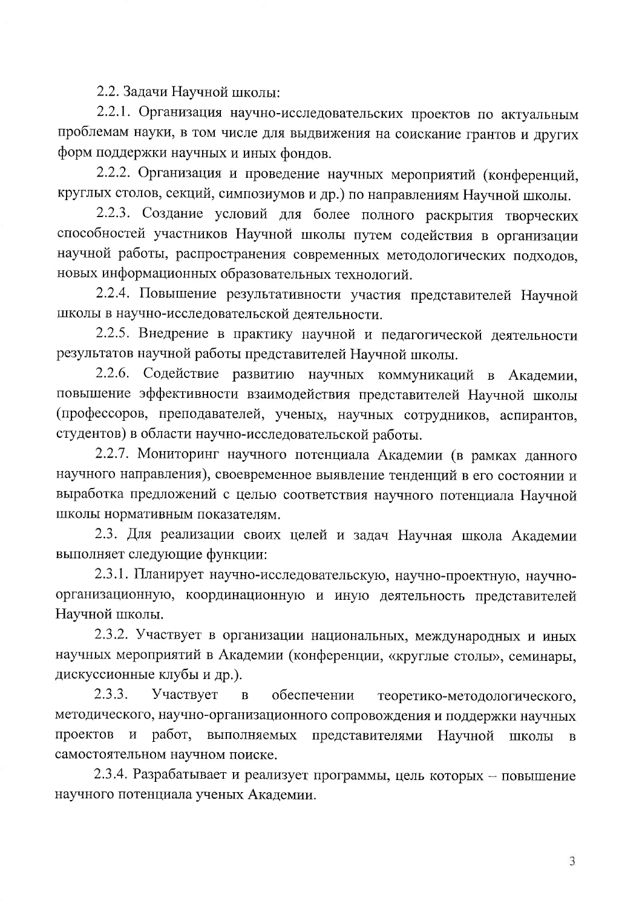2.2. Задачи Научной школы:

2.2.1. Организация научно-исследовательских проектов по актуальным проблемам науки, в том числе для выдвижения на соискание грантов и других форм поддержки научных и иных фондов.

2.2.2. Организация и проведение научных мероприятий (конференций, круглых столов, секций, симпозиумов и др.) по направлениям Научной школы.

2.2.3. Создание условий для более полного раскрытия творческих способностей участников Научной школы путем содействия в организации научной работы, распространения современных методологических подходов, новых информационных образовательных технологий.

2.2.4. Повышение результативности участия представителей Научной школы в научно-исследовательской деятельности.

2.2.5. Внедрение в практику научной и педагогической деятельности результатов научной работы представителей Научной школы.

2.2.6. Содействие развитию научных коммуникаций в Академии, повышение эффективности взаимодействия представителей Научной школы (профессоров, преподавателей, ученых, научных сотрудников, аспирантов, студентов) в области научно-исследовательской работы.

2.2.7. Мониторинг научного потенциала Академии (в рамках данного научного направления), своевременное выявление тенденций в его состоянии и выработка предложений с целью соответствия научного потенциала Научной школы нормативным показателям.

2.3. Для реализации своих целей и задач Научная школа Академии выполняет следующие функции:

2.3.1. Планирует научно-исследовательскую, научно-проектную, научно-организационную, координационную и иную деятельность представителей Научной школы.

2.3.2. Участвует в организации национальных, международных и иных научных мероприятий в Академии (конференции, «круглые столы», семинары, дискуссионные клубы и др.).

2.3.3. Участвует в обеспечении теоретико-методологического, методического, научно-организационного сопровождения и поддержки научных проектов и работ, выполняемых представителями Научной школы в самостоятельном научном поиске.

2.3.4. Разрабатывает и реализует программы, цель которых – повышение научного потенциала ученых Академии.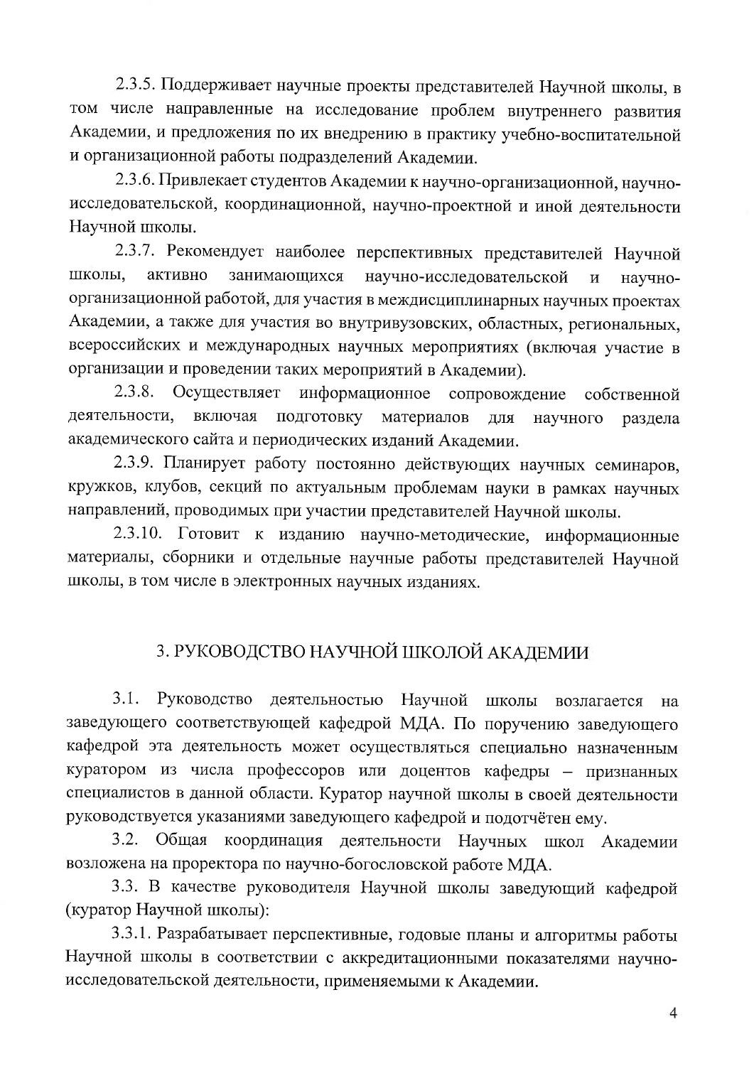2.3.5. Поддерживает научные проекты представителей Научной школы, в том числе направленные на исследование проблем внутреннего развития Академии, и предложения по их внедрению в практику учебно-воспитательной и организационной работы подразделений Академии.

2.3.6. Привлекает студентов Академии к научно-организационной, научно-исследовательской, координационной, научно-проектной и иной деятельности Научной школы.

2.3.7. Рекомендует наиболее перспективных представителей Научной школы, активно занимающихся научно-исследовательской и научно-организационной работой, для участия в междисциплинарных научных проектах Академии, а также для участия во внутривузовских, областных, региональных, всероссийских и международных научных мероприятиях (включая участие в организации и проведении таких мероприятий в Академии).

2.3.8. Осуществляет информационное сопровождение собственной деятельности, включая подготовку материалов для научного раздела академического сайта и периодических изданий Академии.

2.3.9. Планирует работу постоянно действующих научных семинаров, кружков, клубов, секций по актуальным проблемам науки в рамках научных направлений, проводимых при участии представителей Научной школы.

2.3.10. Готовит к изданию научно-методические, информационные материалы, сборники и отдельные научные работы представителей Научной школы, в том числе в электронных научных изданиях.

## 3. РУКОВОДСТВО НАУЧНОЙ ШКОЛОЙ АКАДЕМИИ

3.1. Руководство деятельностью Научной школы возлагается на заведующего соответствующей кафедрой МДА. По поручению заведующего кафедрой эта деятельность может осуществляться специально назначенным куратором из числа профессоров или доцентов кафедры – признанных специалистов в данной области. Куратор научной школы в своей деятельности руководствуется указаниями заведующего кафедрой и подотчётен ему.

3.2. Общая координация деятельности Научных школ Академии возложена на проректора по научно-богословской работе МДА.

3.3. В качестве руководителя Научной школы заведующий кафедрой (куратор Научной школы):

3.3.1. Разрабатывает перспективные, годовые планы и алгоритмы работы Научной школы в соответствии с аккредитационными показателями научно-исследовательской деятельности, применяемыми к Академии.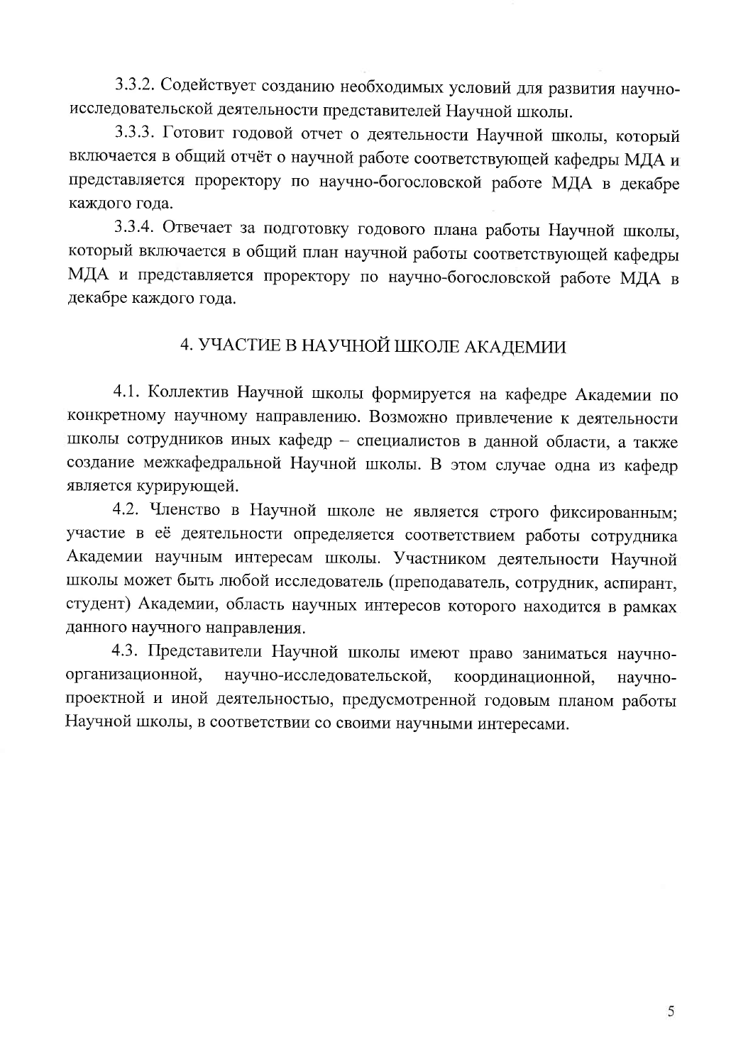3.3.2. Содействует созданию необходимых условий для развития научно-исследовательской деятельности представителей Научной школы.

3.3.3. Готовит годовой отчет о деятельности Научной школы, который включается в общий отчёт о научной работе соответствующей кафедры МДА и представляется проректору по научно-богословской работе МДА в декабре каждого года.

3.3.4. Отвечает за подготовку годового плана работы Научной школы, который включается в общий план научной работы соответствующей кафедры МДА и представляется проректору по научно-богословской работе МДА в декабре каждого года.

## 4. УЧАСТИЕ В НАУЧНОЙ ШКОЛЕ АКАДЕМИИ

4.1. Коллектив Научной школы формируется на кафедре Академии по конкретному научному направлению. Возможно привлечение к деятельности школы сотрудников иных кафедр – специалистов в данной области, а также создание межкафедральной Научной школы. В этом случае одна из кафедр является курирующей.

4.2. Членство в Научной школе не является строго фиксированным; участие в её деятельности определяется соответствием работы сотрудника Академии научным интересам школы. Участником деятельности Научной школы может быть любой исследователь (преподаватель, сотрудник, аспирант, студент) Академии, область научных интересов которого находится в рамках данного научного направления.

4.3. Представители Научной школы имеют право заниматься научно-организационной, научно-исследовательской, координационной, научно-проектной и иной деятельностью, предусмотренной годовым планом работы Научной школы, в соответствии со своими научными интересами.